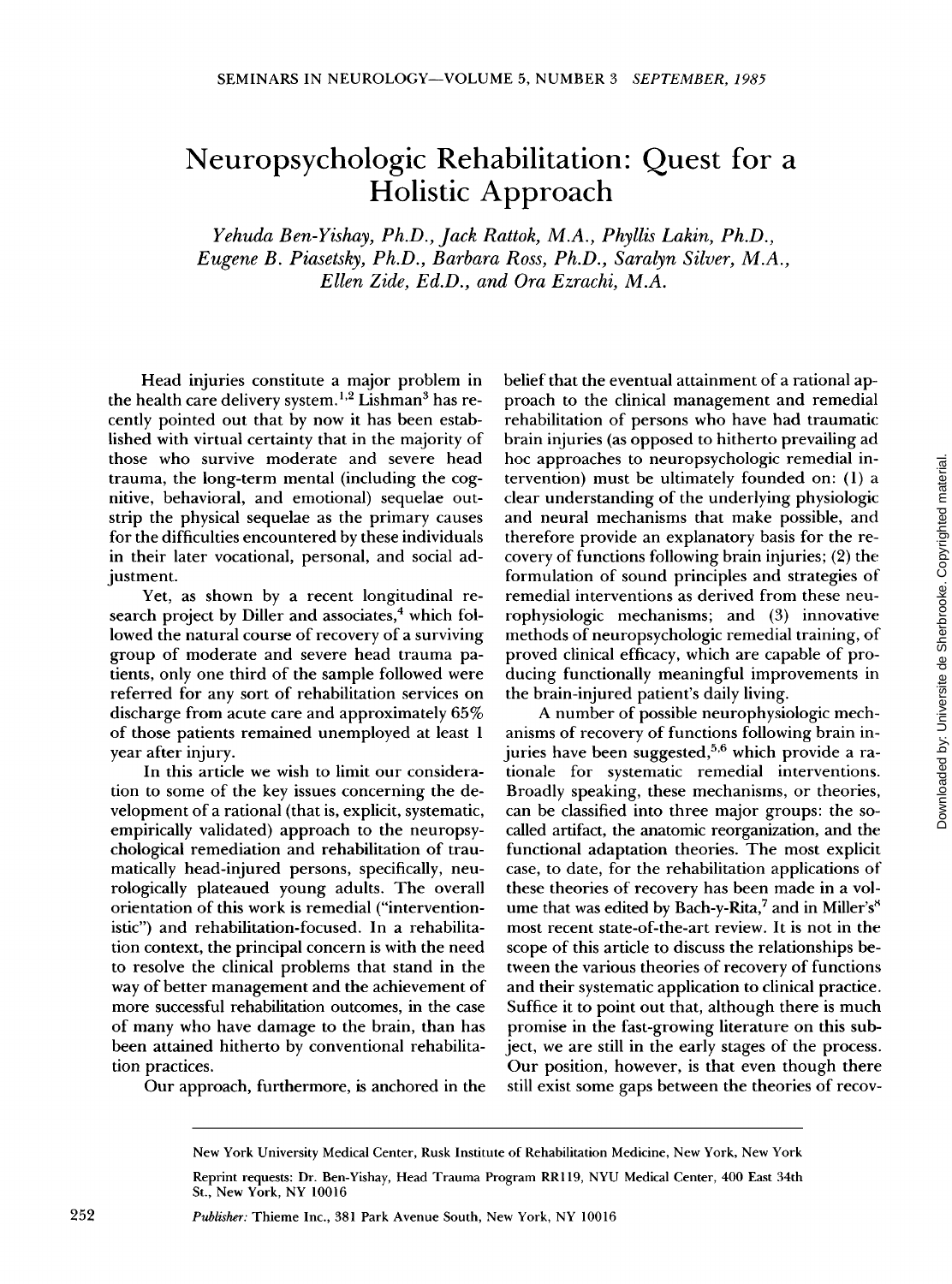# Neuropsychologic Rehabilitation: Quest for a Holistic Approach

*Yehuda Ben-Yishay, Ph.D., Jack Rattok, M.A., Phyllis Lakin, Ph.D., Eugene B. Piasetsky, Ph.D., Barbara Ross, Ph.D., Saralyn Silver, M.A., Ellen Zide, Ed.D., and Ora Ezrachi, M.A.*

Head injuries constitute a major problem in the health care delivery system.[1,2] Lishman[3] has recently pointed out that by now it has been established with virtual certainty that in the majority of those who survive moderate and severe head trauma, the long-term mental (including the cognitive, behavioral, and emotional) sequelae outstrip the physical sequelae as the primary causes for the difficulties encountered by these individuals in their later vocational, personal, and social adjustment.

Yet, as shown by a recent longitudinal research project by Diller and associates,[4] which followed the natural course of recovery of a surviving group of moderate and severe head trauma patients, only one third of the sample followed were referred for any sort of rehabilitation services on discharge from acute care and approximately 65% of those patients remained unemployed at least 1 year after injury.

In this article we wish to limit our consideration to some of the key issues concerning the development of a rational (that is, explicit, systematic, empirically validated) approach to the neuropsychological remediation and rehabilitation of traumatically head-injured persons, specifically, neurologically plateaued young adults. The overall orientation of this work is remedial ("interventionistic") and rehabilitation-focused. In a rehabilitation context, the principal concern is with the need to resolve the clinical problems that stand in the way of better management and the achievement of more successful rehabilitation outcomes, in the case of many who have damage to the brain, than has been attained hitherto by conventional rehabilitation practices.

Our approach, furthermore, is anchored in the belief that the eventual attainment of a rational approach to the clinical management and remedial rehabilitation of persons who have had traumatic brain injuries (as opposed to hitherto prevailing ad hoc approaches to neuropsychologic remedial intervention) must be ultimately founded on: (1) a clear understanding of the underlying physiologic and neural mechanisms that make possible, and therefore provide an explanatory basis for the recovery of functions following brain injuries; (2) the formulation of sound principles and strategies of remedial interventions as derived from these neurophysiologic mechanisms; and (3) innovative methods of neuropsychologic remedial training, of proved clinical efficacy, which are capable of producing functionally meaningful improvements in the brain-injured patient's daily living.

A number of possible neurophysiologic mechanisms of recovery of functions following brain injuries have been suggested,[5,6] which provide a rationale for systematic remedial interventions. Broadly speaking, these mechanisms, or theories, can be classified into three major groups: the so-called artifact, the anatomic reorganization, and the functional adaptation theories. The most explicit case, to date, for the rehabilitation applications of these theories of recovery has been made in a volume that was edited by Bach-y-Rita,[7] and in Miller's[8] most recent state-of-the-art review. It is not in the scope of this article to discuss the relationships between the various theories of recovery of functions and their systematic application to clinical practice. Suffice it to point out that, although there is much promise in the fast-growing literature on this subject, we are still in the early stages of the process. Our position, however, is that even though there still exist some gaps between the theories of recov-

New York University Medical Center, Rusk Institute of Rehabilitation Medicine, New York, New York

Reprint requests: Dr. Ben-Yishay, Head Trauma Program RR119, NYU Medical Center, 400 East 34th St., New York, NY 10016

*Publisher:* Thieme Inc., 381 Park Avenue South, New York, NY 10016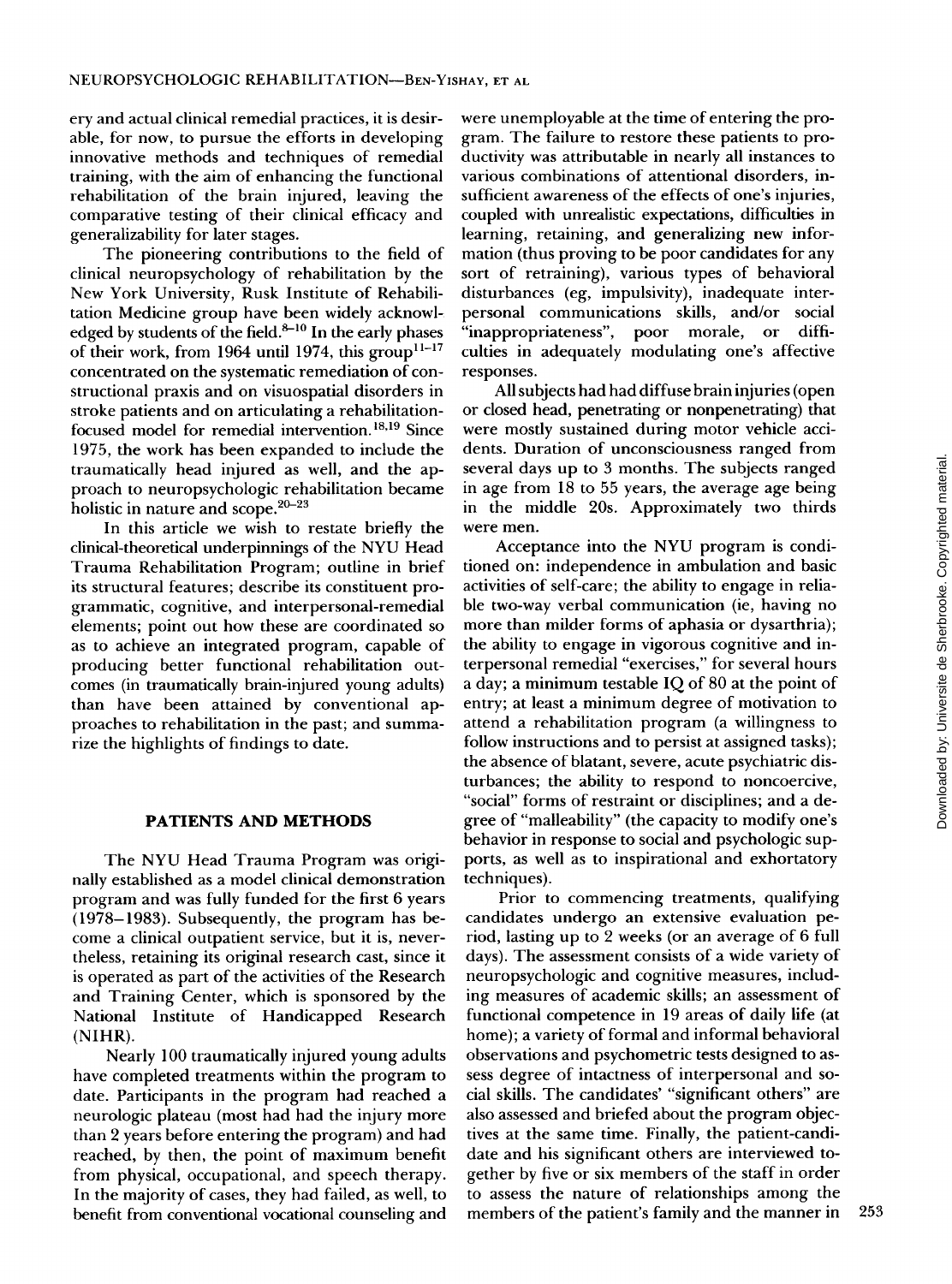ery and actual clinical remedial practices, it is desirable, for now, to pursue the efforts in developing innovative methods and techniques of remedial training, with the aim of enhancing the functional rehabilitation of the brain injured, leaving the comparative testing of their clinical efficacy and generalizability for later stages.

The pioneering contributions to the field of clinical neuropsychology of rehabilitation by the New York University, Rusk Institute of Rehabilitation Medicine group have been widely acknowledged by students of the field.[8–10] In the early phases of their work, from 1964 until 1974, this group[11–17] concentrated on the systematic remediation of constructional praxis and on visuospatial disorders in stroke patients and on articulating a rehabilitation-focused model for remedial intervention.[18,19] Since 1975, the work has been expanded to include the traumatically head injured as well, and the approach to neuropsychologic rehabilitation became holistic in nature and scope.[20–23]

In this article we wish to restate briefly the clinical-theoretical underpinnings of the NYU Head Trauma Rehabilitation Program; outline in brief its structural features; describe its constituent programmatic, cognitive, and interpersonal-remedial elements; point out how these are coordinated so as to achieve an integrated program, capable of producing better functional rehabilitation outcomes (in traumatically brain-injured young adults) than have been attained by conventional approaches to rehabilitation in the past; and summarize the highlights of findings to date.

## PATIENTS AND METHODS

The NYU Head Trauma Program was originally established as a model clinical demonstration program and was fully funded for the first 6 years (1978–1983). Subsequently, the program has become a clinical outpatient service, but it is, nevertheless, retaining its original research cast, since it is operated as part of the activities of the Research and Training Center, which is sponsored by the National Institute of Handicapped Research (NIHR).

Nearly 100 traumatically injured young adults have completed treatments within the program to date. Participants in the program had reached a neurologic plateau (most had had the injury more than 2 years before entering the program) and had reached, by then, the point of maximum benefit from physical, occupational, and speech therapy. In the majority of cases, they had failed, as well, to benefit from conventional vocational counseling and were unemployable at the time of entering the program. The failure to restore these patients to productivity was attributable in nearly all instances to various combinations of attentional disorders, insufficient awareness of the effects of one's injuries, coupled with unrealistic expectations, difficulties in learning, retaining, and generalizing new information (thus proving to be poor candidates for any sort of retraining), various types of behavioral disturbances (eg, impulsivity), inadequate interpersonal communications skills, and/or social "inappropriateness", poor morale, or difficulties in adequately modulating one's affective responses.

All subjects had had diffuse brain injuries (open or closed head, penetrating or nonpenetrating) that were mostly sustained during motor vehicle accidents. Duration of unconsciousness ranged from several days up to 3 months. The subjects ranged in age from 18 to 55 years, the average age being in the middle 20s. Approximately two thirds were men.

Acceptance into the NYU program is conditioned on: independence in ambulation and basic activities of self-care; the ability to engage in reliable two-way verbal communication (ie, having no more than milder forms of aphasia or dysarthria); the ability to engage in vigorous cognitive and interpersonal remedial "exercises," for several hours a day; a minimum testable IQ of 80 at the point of entry; at least a minimum degree of motivation to attend a rehabilitation program (a willingness to follow instructions and to persist at assigned tasks); the absence of blatant, severe, acute psychiatric disturbances; the ability to respond to noncoercive, "social" forms of restraint or disciplines; and a degree of "malleability" (the capacity to modify one's behavior in response to social and psychologic supports, as well as to inspirational and exhortatory techniques).

Prior to commencing treatments, qualifying candidates undergo an extensive evaluation period, lasting up to 2 weeks (or an average of 6 full days). The assessment consists of a wide variety of neuropsychologic and cognitive measures, including measures of academic skills; an assessment of functional competence in 19 areas of daily life (at home); a variety of formal and informal behavioral observations and psychometric tests designed to assess degree of intactness of interpersonal and social skills. The candidates' "significant others" are also assessed and briefed about the program objectives at the same time. Finally, the patient-candidate and his significant others are interviewed together by five or six members of the staff in order to assess the nature of relationships among the members of the patient's family and the manner in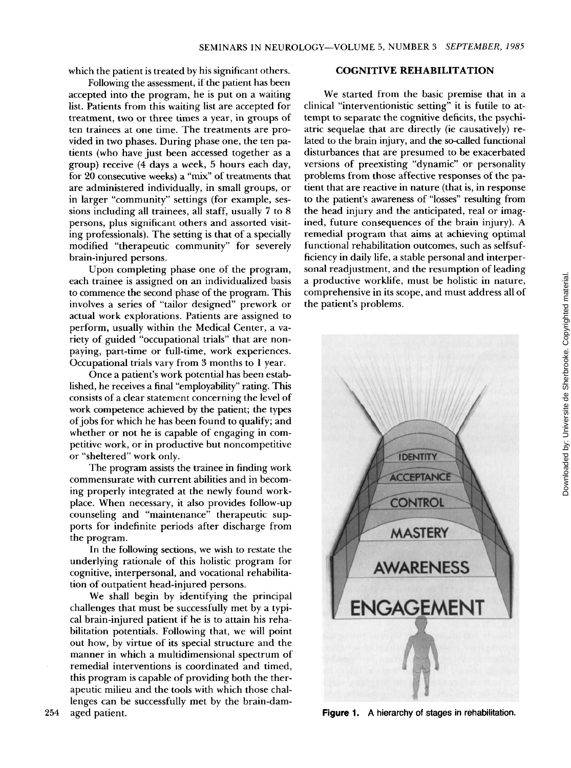which the patient is treated by his significant others.

Following the assessment, if the patient has been accepted into the program, he is put on a waiting list. Patients from this waiting list are accepted for treatment, two or three times a year, in groups of ten trainees at one time. The treatments are provided in two phases. During phase one, the ten patients (who have just been accessed together as a group) receive (4 days a week, 5 hours each day, for 20 consecutive weeks) a "mix" of treatments that are administered individually, in small groups, or in larger "community" settings (for example, sessions including all trainees, all staff, usually 7 to 8 persons, plus significant others and assorted visiting professionals). The setting is that of a specially modified "therapeutic community" for severely brain-injured persons.

Upon completing phase one of the program, each trainee is assigned on an individualized basis to commence the second phase of the program. This involves a series of "tailor designed" prework or actual work explorations. Patients are assigned to perform, usually within the Medical Center, a variety of guided "occupational trials" that are nonpaying, part-time or full-time, work experiences. Occupational trials vary from 3 months to 1 year.

Once a patient's work potential has been established, he receives a final "employability" rating. This consists of a clear statement concerning the level of work competence achieved by the patient; the types of jobs for which he has been found to qualify; and whether or not he is capable of engaging in competitive work, or in productive but noncompetitive or "sheltered" work only.

The program assists the trainee in finding work commensurate with current abilities and in becoming properly integrated at the newly found workplace. When necessary, it also provides follow-up counseling and "maintenance" therapeutic supports for indefinite periods after discharge from the program.

In the following sections, we wish to restate the underlying rationale of this holistic program for cognitive, interpersonal, and vocational rehabilitation of outpatient head-injured persons.

We shall begin by identifying the principal challenges that must be successfully met by a typical brain-injured patient if he is to attain his rehabilitation potentials. Following that, we will point out how, by virtue of its special structure and the manner in which a multidimensional spectrum of remedial interventions is coordinated and timed, this program is capable of providing both the therapeutic milieu and the tools with which those challenges can be successfully met by the brain-damaged patient.

## COGNITIVE REHABILITATION

We started from the basic premise that in a clinical "interventionistic setting" it is futile to attempt to separate the cognitive deficits, the psychiatric sequelae that are directly (ie causatively) related to the brain injury, and the so-called functional disturbances that are presumed to be exacerbated versions of preexisting "dynamic" or personality problems from those affective responses of the patient that are reactive in nature (that is, in response to the patient's awareness of "losses" resulting from the head injury and the anticipated, real or imagined, future consequences of the brain injury). A remedial program that aims at achieving optimal functional rehabilitation outcomes, such as selfsufficiency in daily life, a stable personal and interpersonal readjustment, and the resumption of leading a productive worklife, must be holistic in nature, comprehensive in its scope, and must address all of the patient's problems.

IDENTITY
ACCEPTANCE
CONTROL
MASTERY
AWARENESS
ENGAGEMENT

**Figure 1.** A hierarchy of stages in rehabilitation.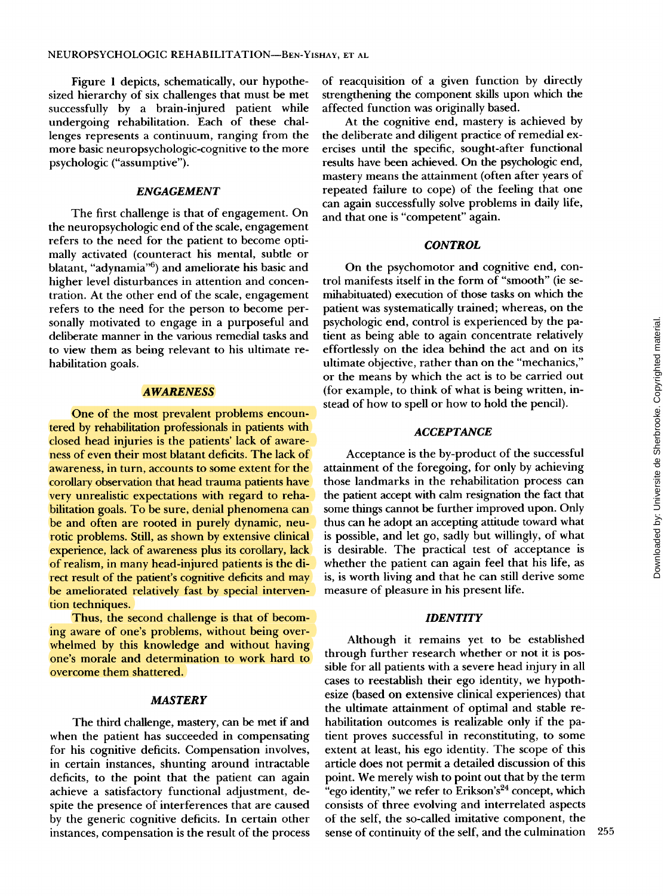Figure 1 depicts, schematically, our hypothesized hierarchy of six challenges that must be met successfully by a brain-injured patient while undergoing rehabilitation. Each of these challenges represents a continuum, ranging from the more basic neuropsychologic-cognitive to the more psychologic ("assumptive").

### *ENGAGEMENT*

The first challenge is that of engagement. On the neuropsychologic end of the scale, engagement refers to the need for the patient to become optimally activated (counteract his mental, subtle or blatant, "adynamia"[6]) and ameliorate his basic and higher level disturbances in attention and concentration. At the other end of the scale, engagement refers to the need for the person to become personally motivated to engage in a purposeful and deliberate manner in the various remedial tasks and to view them as being relevant to his ultimate rehabilitation goals.

### *AWARENESS*

One of the most prevalent problems encountered by rehabilitation professionals in patients with closed head injuries is the patients' lack of awareness of even their most blatant deficits. The lack of awareness, in turn, accounts to some extent for the corollary observation that head trauma patients have very unrealistic expectations with regard to rehabilitation goals. To be sure, denial phenomena can be and often are rooted in purely dynamic, neurotic problems. Still, as shown by extensive clinical experience, lack of awareness plus its corollary, lack of realism, in many head-injured patients is the direct result of the patient's cognitive deficits and may be ameliorated relatively fast by special intervention techniques.

Thus, the second challenge is that of becoming aware of one's problems, without being overwhelmed by this knowledge and without having one's morale and determination to work hard to overcome them shattered.

### *MASTERY*

The third challenge, mastery, can be met if and when the patient has succeeded in compensating for his cognitive deficits. Compensation involves, in certain instances, shunting around intractable deficits, to the point that the patient can again achieve a satisfactory functional adjustment, despite the presence of interferences that are caused by the generic cognitive deficits. In certain other instances, compensation is the result of the process of reacquisition of a given function by directly strengthening the component skills upon which the affected function was originally based.

At the cognitive end, mastery is achieved by the deliberate and diligent practice of remedial exercises until the specific, sought-after functional results have been achieved. On the psychologic end, mastery means the attainment (often after years of repeated failure to cope) of the feeling that one can again successfully solve problems in daily life, and that one is "competent" again.

### *CONTROL*

On the psychomotor and cognitive end, control manifests itself in the form of "smooth" (ie semihabituated) execution of those tasks on which the patient was systematically trained; whereas, on the psychologic end, control is experienced by the patient as being able to again concentrate relatively effortlessly on the idea behind the act and on its ultimate objective, rather than on the "mechanics," or the means by which the act is to be carried out (for example, to think of what is being written, instead of how to spell or how to hold the pencil).

### *ACCEPTANCE*

Acceptance is the by-product of the successful attainment of the foregoing, for only by achieving those landmarks in the rehabilitation process can the patient accept with calm resignation the fact that some things cannot be further improved upon. Only thus can he adopt an accepting attitude toward what is possible, and let go, sadly but willingly, of what is desirable. The practical test of acceptance is whether the patient can again feel that his life, as is, is worth living and that he can still derive some measure of pleasure in his present life.

### *IDENTITY*

Although it remains yet to be established through further research whether or not it is possible for all patients with a severe head injury in all cases to reestablish their ego identity, we hypothesize (based on extensive clinical experiences) that the ultimate attainment of optimal and stable rehabilitation outcomes is realizable only if the patient proves successful in reconstituting, to some extent at least, his ego identity. The scope of this article does not permit a detailed discussion of this point. We merely wish to point out that by the term "ego identity," we refer to Erikson's[24] concept, which consists of three evolving and interrelated aspects of the self, the so-called imitative component, the sense of continuity of the self, and the culmination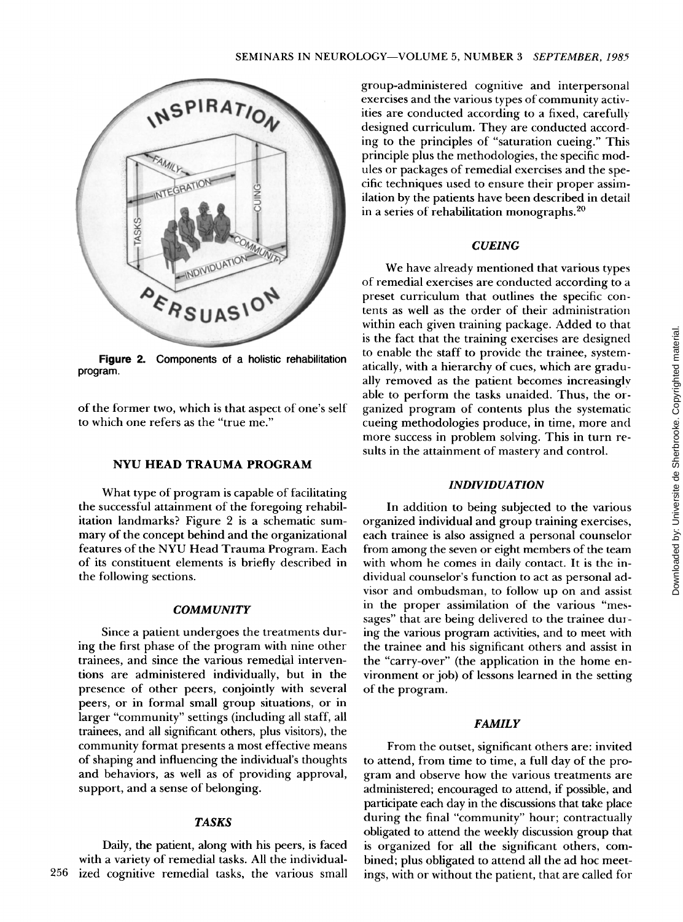Figure 2. Components of a holistic rehabilitation program.

of the former two, which is that aspect of one's self to which one refers as the "true me."

## NYU HEAD TRAUMA PROGRAM

What type of program is capable of facilitating the successful attainment of the foregoing rehabilitation landmarks? Figure 2 is a schematic summary of the concept behind and the organizational features of the NYU Head Trauma Program. Each of its constituent elements is briefly described in the following sections.

### *COMMUNITY*

Since a patient undergoes the treatments during the first phase of the program with nine other trainees, and since the various remedial interventions are administered individually, but in the presence of other peers, conjointly with several peers, or in formal small group situations, or in larger "community" settings (including all staff, all trainees, and all significant others, plus visitors), the community format presents a most effective means of shaping and influencing the individual's thoughts and behaviors, as well as of providing approval, support, and a sense of belonging.

### *TASKS*

Daily, the patient, along with his peers, is faced with a variety of remedial tasks. All the individualized cognitive remedial tasks, the various small group-administered cognitive and interpersonal exercises and the various types of community activities are conducted according to a fixed, carefully designed curriculum. They are conducted according to the principles of "saturation cueing." This principle plus the methodologies, the specific modules or packages of remedial exercises and the specific techniques used to ensure their proper assimilation by the patients have been described in detail in a series of rehabilitation monographs.[20]

### *CUEING*

We have already mentioned that various types of remedial exercises are conducted according to a preset curriculum that outlines the specific contents as well as the order of their administration within each given training package. Added to that is the fact that the training exercises are designed to enable the staff to provide the trainee, systematically, with a hierarchy of cues, which are gradually removed as the patient becomes increasingly able to perform the tasks unaided. Thus, the organized program of contents plus the systematic cueing methodologies produce, in time, more and more success in problem solving. This in turn results in the attainment of mastery and control.

### *INDIVIDUATION*

In addition to being subjected to the various organized individual and group training exercises, each trainee is also assigned a personal counselor from among the seven or eight members of the team with whom he comes in daily contact. It is the individual counselor's function to act as personal advisor and ombudsman, to follow up on and assist in the proper assimilation of the various "messages" that are being delivered to the trainee during the various program activities, and to meet with the trainee and his significant others and assist in the "carry-over" (the application in the home environment or job) of lessons learned in the setting of the program.

### *FAMILY*

From the outset, significant others are: invited to attend, from time to time, a full day of the program and observe how the various treatments are administered; encouraged to attend, if possible, and participate each day in the discussions that take place during the final "community" hour; contractually obligated to attend the weekly discussion group that is organized for all the significant others, combined; plus obligated to attend all the ad hoc meetings, with or without the patient, that are called for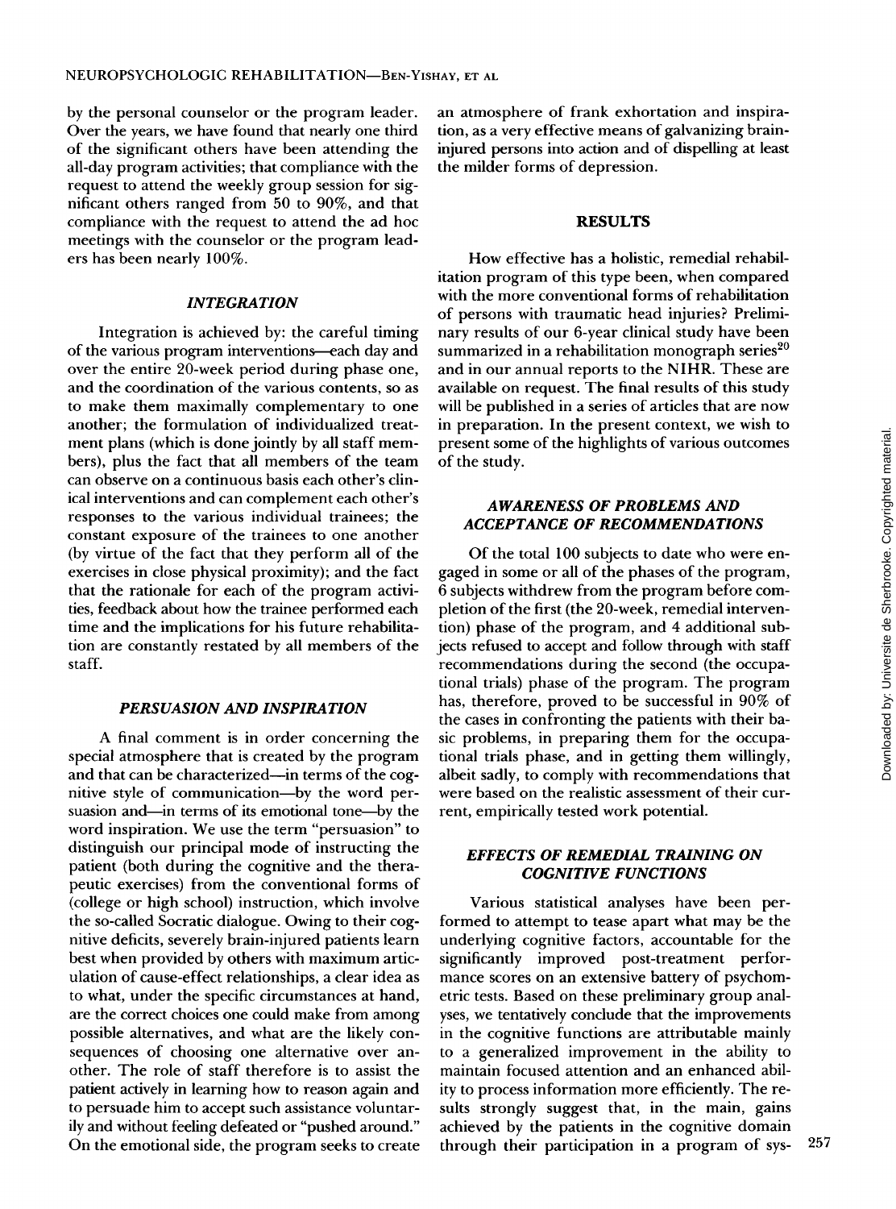by the personal counselor or the program leader. Over the years, we have found that nearly one third of the significant others have been attending the all-day program activities; that compliance with the request to attend the weekly group session for significant others ranged from 50 to 90%, and that compliance with the request to attend the ad hoc meetings with the counselor or the program leaders has been nearly 100%.

### *INTEGRATION*

Integration is achieved by: the careful timing of the various program interventions—each day and over the entire 20-week period during phase one, and the coordination of the various contents, so as to make them maximally complementary to one another; the formulation of individualized treatment plans (which is done jointly by all staff members), plus the fact that all members of the team can observe on a continuous basis each other's clinical interventions and can complement each other's responses to the various individual trainees; the constant exposure of the trainees to one another (by virtue of the fact that they perform all of the exercises in close physical proximity); and the fact that the rationale for each of the program activities, feedback about how the trainee performed each time and the implications for his future rehabilitation are constantly restated by all members of the staff.

### *PERSUASION AND INSPIRATION*

A final comment is in order concerning the special atmosphere that is created by the program and that can be characterized—in terms of the cognitive style of communication—by the word persuasion and—in terms of its emotional tone—by the word inspiration. We use the term "persuasion" to distinguish our principal mode of instructing the patient (both during the cognitive and the therapeutic exercises) from the conventional forms of (college or high school) instruction, which involve the so-called Socratic dialogue. Owing to their cognitive deficits, severely brain-injured patients learn best when provided by others with maximum articulation of cause-effect relationships, a clear idea as to what, under the specific circumstances at hand, are the correct choices one could make from among possible alternatives, and what are the likely consequences of choosing one alternative over another. The role of staff therefore is to assist the patient actively in learning how to reason again and to persuade him to accept such assistance voluntarily and without feeling defeated or "pushed around." On the emotional side, the program seeks to create an atmosphere of frank exhortation and inspiration, as a very effective means of galvanizing brain-injured persons into action and of dispelling at least the milder forms of depression.

## RESULTS

How effective has a holistic, remedial rehabilitation program of this type been, when compared with the more conventional forms of rehabilitation of persons with traumatic head injuries? Preliminary results of our 6-year clinical study have been summarized in a rehabilitation monograph series[20] and in our annual reports to the NIHR. These are available on request. The final results of this study will be published in a series of articles that are now in preparation. In the present context, we wish to present some of the highlights of various outcomes of the study.

### *AWARENESS OF PROBLEMS AND ACCEPTANCE OF RECOMMENDATIONS*

Of the total 100 subjects to date who were engaged in some or all of the phases of the program, 6 subjects withdrew from the program before completion of the first (the 20-week, remedial intervention) phase of the program, and 4 additional subjects refused to accept and follow through with staff recommendations during the second (the occupational trials) phase of the program. The program has, therefore, proved to be successful in 90% of the cases in confronting the patients with their basic problems, in preparing them for the occupational trials phase, and in getting them willingly, albeit sadly, to comply with recommendations that were based on the realistic assessment of their current, empirically tested work potential.

### *EFFECTS OF REMEDIAL TRAINING ON COGNITIVE FUNCTIONS*

Various statistical analyses have been performed to attempt to tease apart what may be the underlying cognitive factors, accountable for the significantly improved post-treatment performance scores on an extensive battery of psychometric tests. Based on these preliminary group analyses, we tentatively conclude that the improvements in the cognitive functions are attributable mainly to a generalized improvement in the ability to maintain focused attention and an enhanced ability to process information more efficiently. The results strongly suggest that, in the main, gains achieved by the patients in the cognitive domain through their participation in a program of sys-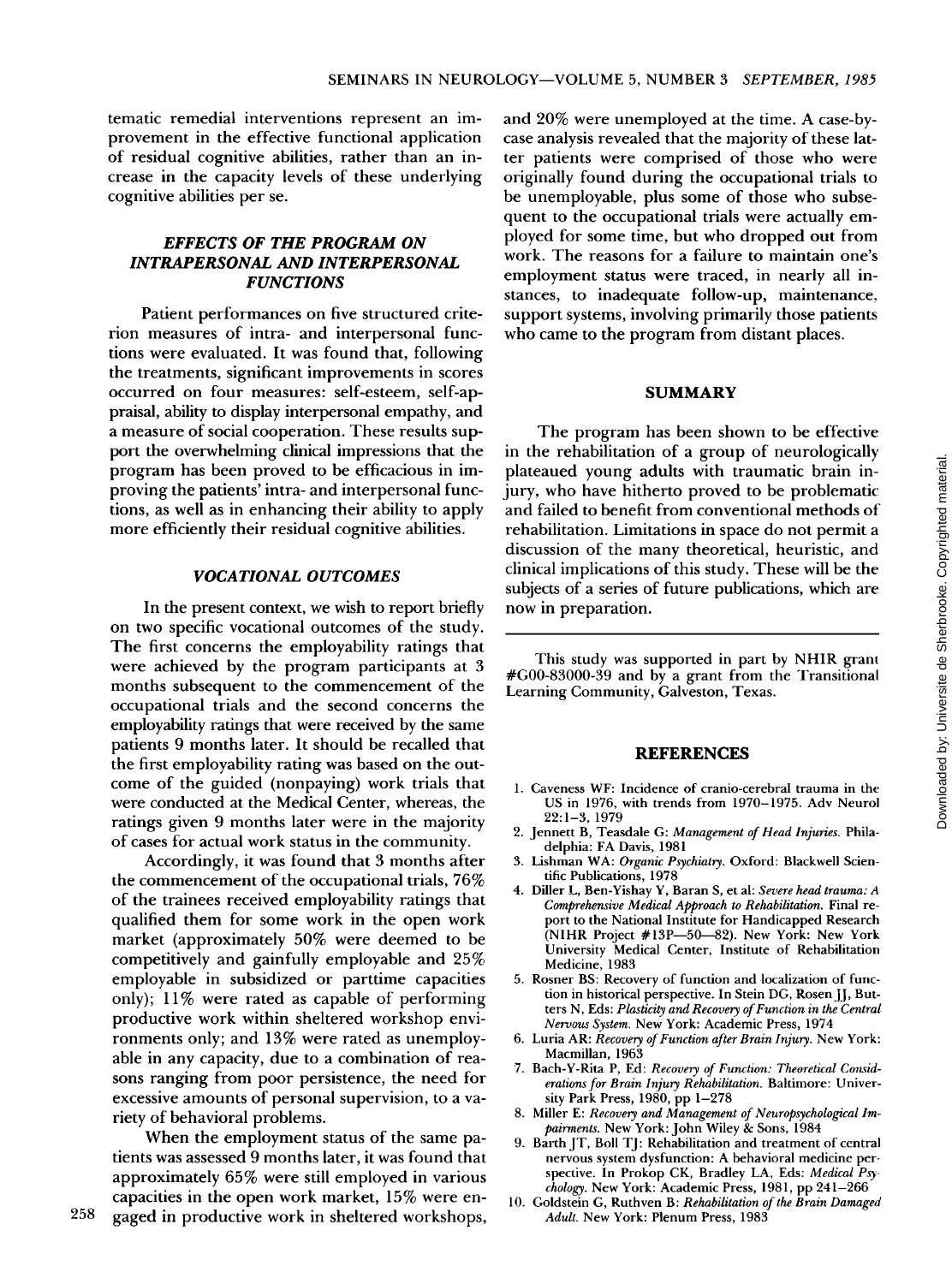tematic remedial interventions represent an improvement in the effective functional application of residual cognitive abilities, rather than an increase in the capacity levels of these underlying cognitive abilities per se.

### *EFFECTS OF THE PROGRAM ON INTRAPERSONAL AND INTERPERSONAL FUNCTIONS*

Patient performances on five structured criterion measures of intra- and interpersonal functions were evaluated. It was found that, following the treatments, significant improvements in scores occurred on four measures: self-esteem, self-appraisal, ability to display interpersonal empathy, and a measure of social cooperation. These results support the overwhelming clinical impressions that the program has been proved to be efficacious in improving the patients' intra- and interpersonal functions, as well as in enhancing their ability to apply more efficiently their residual cognitive abilities.

### *VOCATIONAL OUTCOMES*

In the present context, we wish to report briefly on two specific vocational outcomes of the study. The first concerns the employability ratings that were achieved by the program participants at 3 months subsequent to the commencement of the occupational trials and the second concerns the employability ratings that were received by the same patients 9 months later. It should be recalled that the first employability rating was based on the outcome of the guided (nonpaying) work trials that were conducted at the Medical Center, whereas, the ratings given 9 months later were in the majority of cases for actual work status in the community.

Accordingly, it was found that 3 months after the commencement of the occupational trials, 76% of the trainees received employability ratings that qualified them for some work in the open work market (approximately 50% were deemed to be competitively and gainfully employable and 25% employable in subsidized or parttime capacities only); 11% were rated as capable of performing productive work within sheltered workshop environments only; and 13% were rated as unemployable in any capacity, due to a combination of reasons ranging from poor persistence, the need for excessive amounts of personal supervision, to a variety of behavioral problems.

When the employment status of the same patients was assessed 9 months later, it was found that approximately 65% were still employed in various capacities in the open work market, 15% were engaged in productive work in sheltered workshops, and 20% were unemployed at the time. A case-by-case analysis revealed that the majority of these latter patients were comprised of those who were originally found during the occupational trials to be unemployable, plus some of those who subsequent to the occupational trials were actually employed for some time, but who dropped out from work. The reasons for a failure to maintain one's employment status were traced, in nearly all instances, to inadequate follow-up, maintenance, support systems, involving primarily those patients who came to the program from distant places.

## SUMMARY

The program has been shown to be effective in the rehabilitation of a group of neurologically plateaued young adults with traumatic brain injury, who have hitherto proved to be problematic and failed to benefit from conventional methods of rehabilitation. Limitations in space do not permit a discussion of the many theoretical, heuristic, and clinical implications of this study. These will be the subjects of a series of future publications, which are now in preparation.

---

This study was supported in part by NHIR grant #G00-83000-39 and by a grant from the Transitional Learning Community, Galveston, Texas.

## REFERENCES

1. Caveness WF: Incidence of cranio-cerebral trauma in the US in 1976, with trends from 1970–1975. Adv Neurol 22:1–3, 1979
2. Jennett B, Teasdale G: *Management of Head Injuries*. Philadelphia: FA Davis, 1981
3. Lishman WA: *Organic Psychiatry*. Oxford: Blackwell Scientific Publications, 1978
4. Diller L, Ben-Yishay Y, Baran S, et al: *Severe head trauma: A Comprehensive Medical Approach to Rehabilitation*. Final report to the National Institute for Handicapped Research (NIHR Project #13P—50—82). New York: New York University Medical Center, Institute of Rehabilitation Medicine, 1983
5. Rosner BS: Recovery of function and localization of function in historical perspective. In Stein DG, Rosen JJ, Butters N, Eds: *Plasticity and Recovery of Function in the Central Nervous System*. New York: Academic Press, 1974
6. Luria AR: *Recovery of Function after Brain Injury*. New York: Macmillan, 1963
7. Bach-Y-Rita P, Ed: *Recovery of Function: Theoretical Considerations for Brain Injury Rehabilitation*. Baltimore: University Park Press, 1980, pp 1–278
8. Miller E: *Recovery and Management of Neuropsychological Impairments*. New York: John Wiley & Sons, 1984
9. Barth JT, Boll TJ: Rehabilitation and treatment of central nervous system dysfunction: A behavioral medicine perspective. In Prokop CK, Bradley LA, Eds: *Medical Psychology*. New York: Academic Press, 1981, pp 241–266
10. Goldstein G, Ruthven B: *Rehabilitation of the Brain Damaged Adult*. New York: Plenum Press, 1983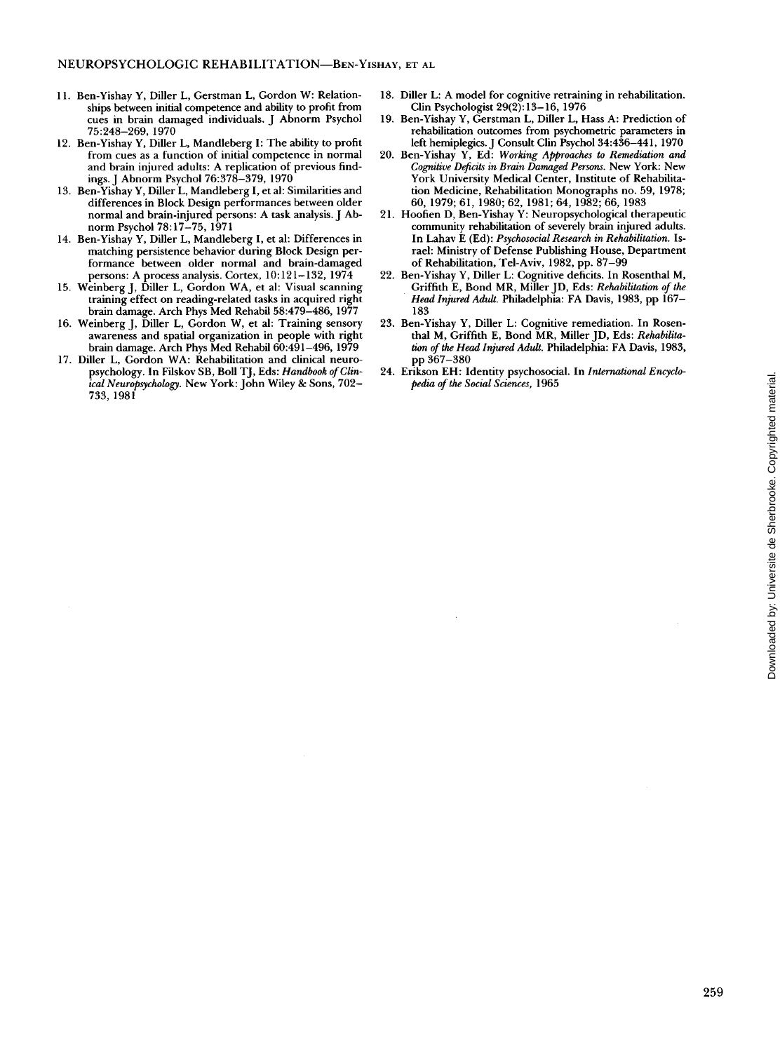11. Ben-Yishay Y, Diller L, Gerstman L, Gordon W: Relationships between initial competence and ability to profit from cues in brain damaged individuals. J Abnorm Psychol 75:248–269, 1970
12. Ben-Yishay Y, Diller L, Mandleberg I: The ability to profit from cues as a function of initial competence in normal and brain injured adults: A replication of previous findings. J Abnorm Psychol 76:378–379, 1970
13. Ben-Yishay Y, Diller L, Mandleberg I, et al: Similarities and differences in Block Design performances between older normal and brain-injured persons: A task analysis. J Abnorm Psychol 78:17–75, 1971
14. Ben-Yishay Y, Diller L, Mandleberg I, et al: Differences in matching persistence behavior during Block Design performance between older normal and brain-damaged persons: A process analysis. Cortex, 10:121–132, 1974
15. Weinberg J, Diller L, Gordon WA, et al: Visual scanning training effect on reading-related tasks in acquired right brain damage. Arch Phys Med Rehabil 58:479–486, 1977
16. Weinberg J, Diller L, Gordon W, et al: Training sensory awareness and spatial organization in people with right brain damage. Arch Phys Med Rehabil 60:491–496, 1979
17. Diller L, Gordon WA: Rehabilitation and clinical neuropsychology. In Filskov SB, Boll TJ, Eds: *Handbook of Clinical Neuropsychology.* New York: John Wiley & Sons, 702–733, 1981
18. Diller L: A model for cognitive retraining in rehabilitation. Clin Psychologist 29(2):13–16, 1976
19. Ben-Yishay Y, Gerstman L, Diller L, Hass A: Prediction of rehabilitation outcomes from psychometric parameters in left hemiplegics. J Consult Clin Psychol 34:436–441, 1970
20. Ben-Yishay Y, Ed: *Working Approaches to Remediation and Cognitive Deficits in Brain Damaged Persons.* New York: New York University Medical Center, Institute of Rehabilitation Medicine, Rehabilitation Monographs no. 59, 1978; 60, 1979; 61, 1980; 62, 1981; 64, 1982; 66, 1983
21. Hoofien D, Ben-Yishay Y: Neuropsychological therapeutic community rehabilitation of severely brain injured adults. In Lahav E (Ed): *Psychosocial Research in Rehabilitation.* Israel: Ministry of Defense Publishing House, Department of Rehabilitation, Tel-Aviv, 1982, pp. 87–99
22. Ben-Yishay Y, Diller L: Cognitive deficits. In Rosenthal M, Griffith E, Bond MR, Miller JD, Eds: *Rehabilitation of the Head Injured Adult.* Philadelphia: FA Davis, 1983, pp 167–183
23. Ben-Yishay Y, Diller L: Cognitive remediation. In Rosenthal M, Griffith E, Bond MR, Miller JD, Eds: *Rehabilitation of the Head Injured Adult.* Philadelphia: FA Davis, 1983, pp 367–380
24. Erikson EH: Identity psychosocial. In *International Encyclopedia of the Social Sciences,* 1965